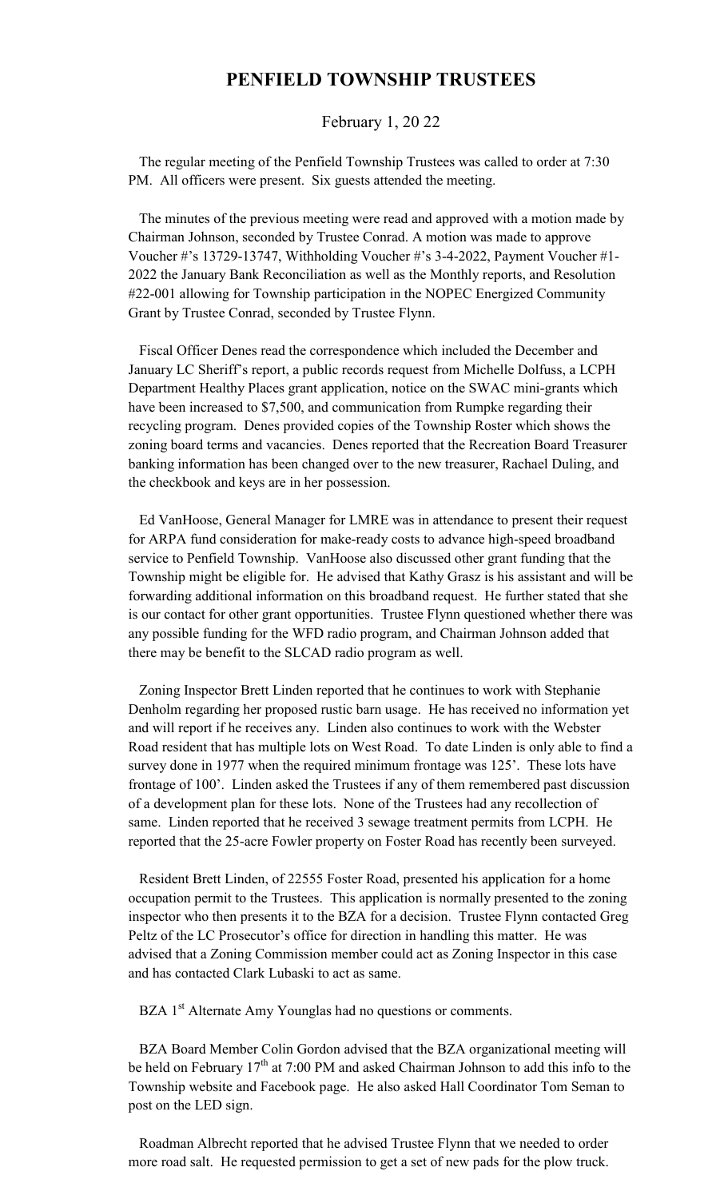# PENFIELD TOWNSHIP TRUSTEES

February 1, 20 22

The regular meeting of the Penfield Township Trustees was called to order at 7:30 PM. All officers were present. Six guests attended the meeting.

The minutes of the previous meeting were read and approved with a motion made by Chairman Johnson, seconded by Trustee Conrad. A motion was made to approve Voucher #'s 13729-13747, Withholding Voucher #'s 3-4-2022, Payment Voucher #1-2022 the January Bank Reconciliation as well as the Monthly reports, and Resolution #22-001 allowing for Township participation in the NOPEC Energized Community Grant by Trustee Conrad, seconded by Trustee Flynn.

Fiscal Officer Denes read the correspondence which included the December and January LC Sheriff's report, a public records request from Michelle Dolfuss, a LCPH Department Healthy Places grant application, notice on the SWAC mini-grants which have been increased to $7,500, and communication from Rumpke regarding their recycling program. Denes provided copies of the Township Roster which shows the zoning board terms and vacancies. Denes reported that the Recreation Board Treasurer banking information has been changed over to the new treasurer, Rachael Duling, and the checkbook and keys are in her possession.

Ed VanHoose, General Manager for LMRE was in attendance to present their request for ARPA fund consideration for make-ready costs to advance high-speed broadband service to Penfield Township. VanHoose also discussed other grant funding that the Township might be eligible for. He advised that Kathy Grasz is his assistant and will be forwarding additional information on this broadband request. He further stated that she is our contact for other grant opportunities. Trustee Flynn questioned whether there was any possible funding for the WFD radio program, and Chairman Johnson added that there may be benefit to the SLCAD radio program as well.

Zoning Inspector Brett Linden reported that he continues to work with Stephanie Denholm regarding her proposed rustic barn usage. He has received no information yet and will report if he receives any. Linden also continues to work with the Webster Road resident that has multiple lots on West Road. To date Linden is only able to find a survey done in 1977 when the required minimum frontage was 125'. These lots have frontage of 100'. Linden asked the Trustees if any of them remembered past discussion of a development plan for these lots. None of the Trustees had any recollection of same. Linden reported that he received 3 sewage treatment permits from LCPH. He reported that the 25-acre Fowler property on Foster Road has recently been surveyed.

Resident Brett Linden, of 22555 Foster Road, presented his application for a home occupation permit to the Trustees. This application is normally presented to the zoning inspector who then presents it to the BZA for a decision. Trustee Flynn contacted Greg Peltz of the LC Prosecutor's office for direction in handling this matter. He was advised that a Zoning Commission member could act as Zoning Inspector in this case and has contacted Clark Lubaski to act as same.

BZA 1st Alternate Amy Younglas had no questions or comments.

BZA Board Member Colin Gordon advised that the BZA organizational meeting will be held on February 17th at 7:00 PM and asked Chairman Johnson to add this info to the Township website and Facebook page. He also asked Hall Coordinator Tom Seman to post on the LED sign.

Roadman Albrecht reported that he advised Trustee Flynn that we needed to order more road salt. He requested permission to get a set of new pads for the plow truck.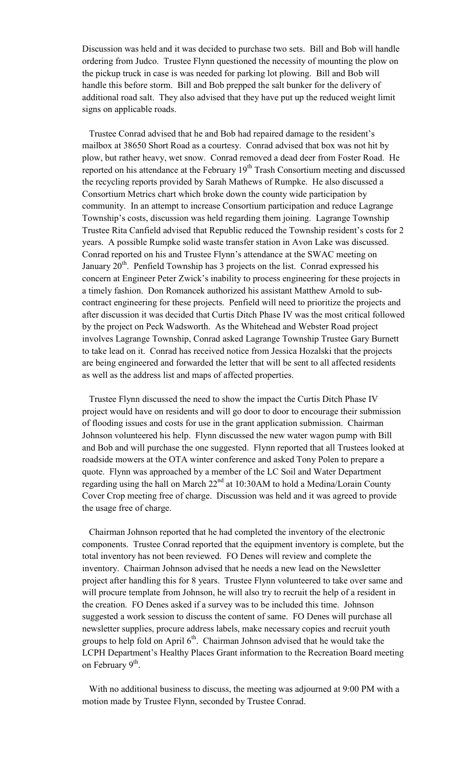Discussion was held and it was decided to purchase two sets. Bill and Bob will handle ordering from Judco. Trustee Flynn questioned the necessity of mounting the plow on the pickup truck in case is was needed for parking lot plowing. Bill and Bob will handle this before storm. Bill and Bob prepped the salt bunker for the delivery of additional road salt. They also advised that they have put up the reduced weight limit signs on applicable roads.

Trustee Conrad advised that he and Bob had repaired damage to the resident's mailbox at 38650 Short Road as a courtesy. Conrad advised that box was not hit by plow, but rather heavy, wet snow. Conrad removed a dead deer from Foster Road. He reported on his attendance at the February 19th Trash Consortium meeting and discussed the recycling reports provided by Sarah Mathews of Rumpke. He also discussed a Consortium Metrics chart which broke down the county wide participation by community. In an attempt to increase Consortium participation and reduce Lagrange Township's costs, discussion was held regarding them joining. Lagrange Township Trustee Rita Canfield advised that Republic reduced the Township resident's costs for 2 years. A possible Rumpke solid waste transfer station in Avon Lake was discussed. Conrad reported on his and Trustee Flynn's attendance at the SWAC meeting on January 20th. Penfield Township has 3 projects on the list. Conrad expressed his concern at Engineer Peter Zwick's inability to process engineering for these projects in a timely fashion. Don Romancek authorized his assistant Matthew Arnold to sub-contract engineering for these projects. Penfield will need to prioritize the projects and after discussion it was decided that Curtis Ditch Phase IV was the most critical followed by the project on Peck Wadsworth. As the Whitehead and Webster Road project involves Lagrange Township, Conrad asked Lagrange Township Trustee Gary Burnett to take lead on it. Conrad has received notice from Jessica Hozalski that the projects are being engineered and forwarded the letter that will be sent to all affected residents as well as the address list and maps of affected properties.

Trustee Flynn discussed the need to show the impact the Curtis Ditch Phase IV project would have on residents and will go door to door to encourage their submission of flooding issues and costs for use in the grant application submission. Chairman Johnson volunteered his help. Flynn discussed the new water wagon pump with Bill and Bob and will purchase the one suggested. Flynn reported that all Trustees looked at roadside mowers at the OTA winter conference and asked Tony Polen to prepare a quote. Flynn was approached by a member of the LC Soil and Water Department regarding using the hall on March 22nd at 10:30AM to hold a Medina/Lorain County Cover Crop meeting free of charge. Discussion was held and it was agreed to provide the usage free of charge.

Chairman Johnson reported that he had completed the inventory of the electronic components. Trustee Conrad reported that the equipment inventory is complete, but the total inventory has not been reviewed. FO Denes will review and complete the inventory. Chairman Johnson advised that he needs a new lead on the Newsletter project after handling this for 8 years. Trustee Flynn volunteered to take over same and will procure template from Johnson, he will also try to recruit the help of a resident in the creation. FO Denes asked if a survey was to be included this time. Johnson suggested a work session to discuss the content of same. FO Denes will purchase all newsletter supplies, procure address labels, make necessary copies and recruit youth groups to help fold on April 6th. Chairman Johnson advised that he would take the LCPH Department's Healthy Places Grant information to the Recreation Board meeting on February 9th.

With no additional business to discuss, the meeting was adjourned at 9:00 PM with a motion made by Trustee Flynn, seconded by Trustee Conrad.